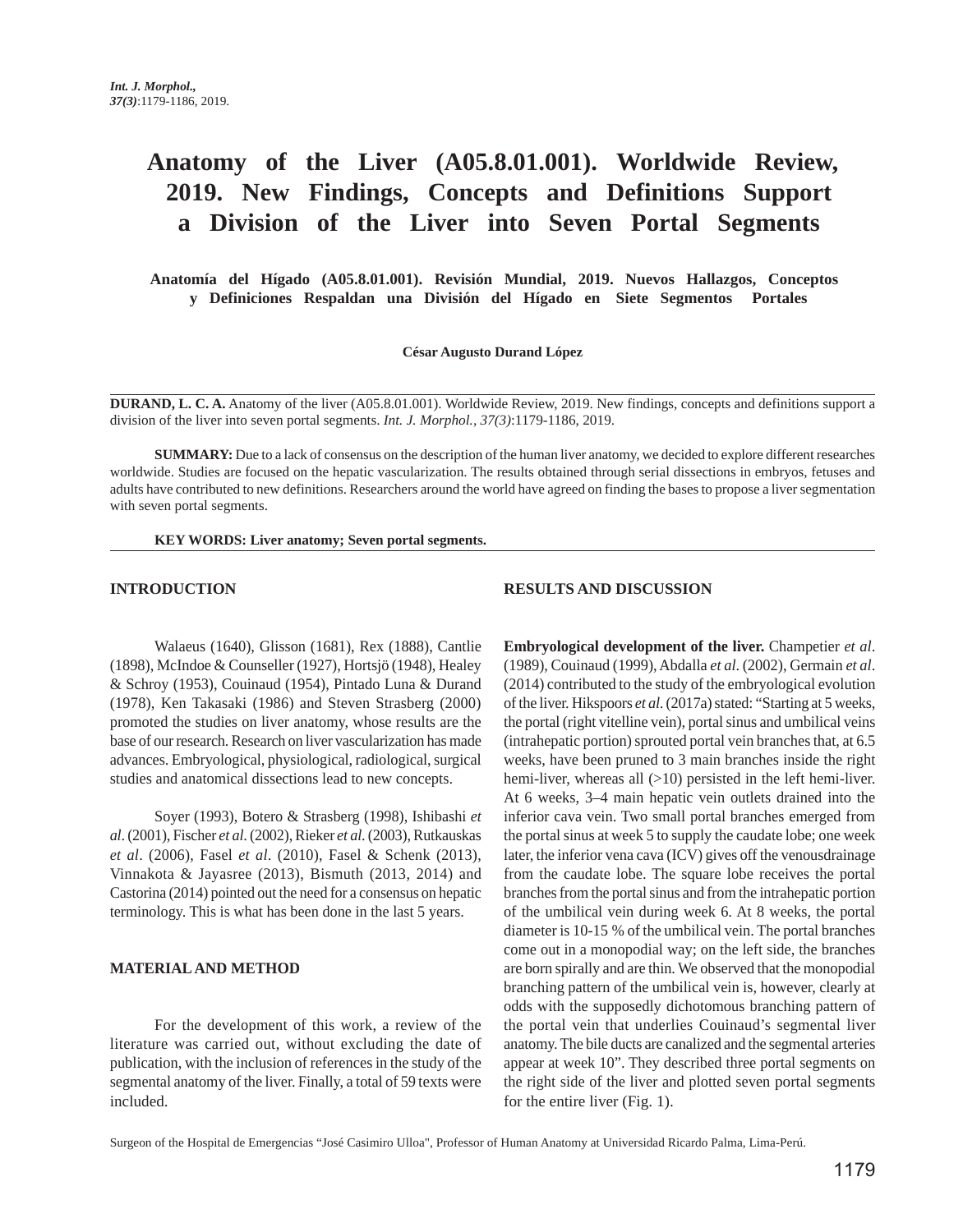# Anatomy of the Liver (A05.8.01.001). Worldwide Review, 2019. New Findings, Concepts and Definitions Support a Division of the Liver into Seven Portal Segments

**Anatomía del Hígado (A05.8.01.001). Revisión Mundial, 2019. Nuevos Hallazgos, Conceptos y Definiciones Respaldan una División del Hígado en Siete Segmentos Portales**

**César Augusto Durand López**

**DURAND, L. C. A.** Anatomy of the liver (A05.8.01.001). Worldwide Review, 2019. New findings, concepts and definitions support a division of the liver into seven portal segments. *Int. J. Morphol., 37(3)*:1179-1186, 2019.

**SUMMARY:** Due to a lack of consensus on the description of the human liver anatomy, we decided to explore different researches worldwide. Studies are focused on the hepatic vascularization. The results obtained through serial dissections in embryos, fetuses and adults have contributed to new definitions. Researchers around the world have agreed on finding the bases to propose a liver segmentation with seven portal segments.

**KEY WORDS: Liver anatomy; Seven portal segments.**

## INTRODUCTION

Walaeus (1640), Glisson (1681), Rex (1888), Cantlie (1898), McIndoe & Counseller (1927), Hortsjö (1948), Healey & Schroy (1953), Couinaud (1954), Pintado Luna & Durand (1978), Ken Takasaki (1986) and Steven Strasberg (2000) promoted the studies on liver anatomy, whose results are the base of our research. Research on liver vascularization has made advances. Embryological, physiological, radiological, surgical studies and anatomical dissections lead to new concepts.

Soyer (1993), Botero & Strasberg (1998), Ishibashi *et al*. (2001), Fischer *et al*. (2002), Rieker *et al*. (2003), Rutkauskas *et al*. (2006), Fasel *et al*. (2010), Fasel & Schenk (2013), Vinnakota & Jayasree (2013), Bismuth (2013, 2014) and Castorina (2014) pointed out the need for a consensus on hepatic terminology. This is what has been done in the last 5 years.

## MATERIAL AND METHOD

For the development of this work, a review of the literature was carried out, without excluding the date of publication, with the inclusion of references in the study of the segmental anatomy of the liver. Finally, a total of 59 texts were included.

## RESULTS AND DISCUSSION

**Embryological development of the liver.** Champetier *et al*. (1989), Couinaud (1999), Abdalla *et al*. (2002), Germain *et al*. (2014) contributed to the study of the embryological evolution of the liver. Hikspoors *et al*. (2017a) stated: "Starting at 5 weeks, the portal (right vitelline vein), portal sinus and umbilical veins (intrahepatic portion) sprouted portal vein branches that, at 6.5 weeks, have been pruned to 3 main branches inside the right hemi-liver, whereas all (>10) persisted in the left hemi-liver. At 6 weeks, 3–4 main hepatic vein outlets drained into the inferior cava vein. Two small portal branches emerged from the portal sinus at week 5 to supply the caudate lobe; one week later, the inferior vena cava (ICV) gives off the venousdrainage from the caudate lobe. The square lobe receives the portal branches from the portal sinus and from the intrahepatic portion of the umbilical vein during week 6. At 8 weeks, the portal diameter is 10-15 % of the umbilical vein. The portal branches come out in a monopodial way; on the left side, the branches are born spirally and are thin. We observed that the monopodial branching pattern of the umbilical vein is, however, clearly at odds with the supposedly dichotomous branching pattern of the portal vein that underlies Couinaud's segmental liver anatomy. The bile ducts are canalized and the segmental arteries appear at week 10". They described three portal segments on the right side of the liver and plotted seven portal segments for the entire liver (Fig. 1).

Surgeon of the Hospital de Emergencias "José Casimiro Ulloa", Professor of Human Anatomy at Universidad Ricardo Palma, Lima-Perú.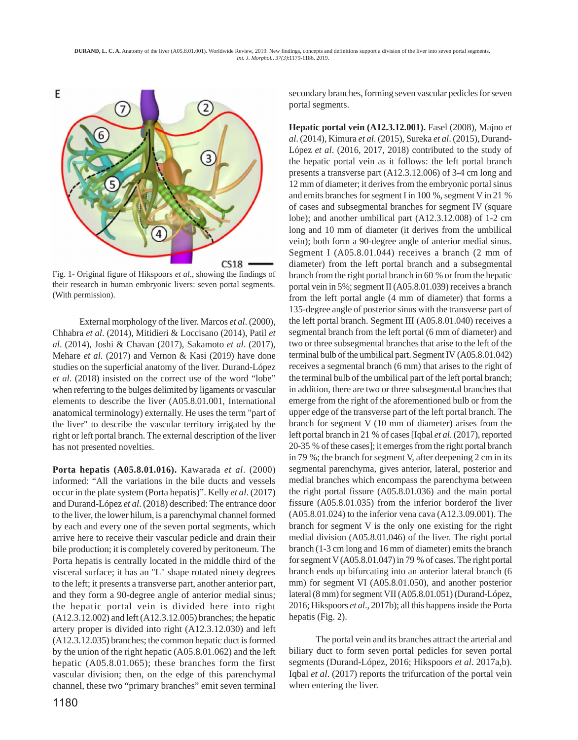Fig. 1- Original figure of Hikspoors *et al.*, showing the findings of their research in human embryonic livers: seven portal segments. (With permission).

External morphology of the liver. Marcos *et al*. (2000), Chhabra *et al*. (2014), Mitidieri & Loccisano (2014), Patil *et al*. (2014), Joshi & Chavan (2017), Sakamoto *et al*. (2017), Mehare *et al*. (2017) and Vernon & Kasi (2019) have done studies on the superficial anatomy of the liver. Durand-López *et al*. (2018) insisted on the correct use of the word "lobe" when referring to the bulges delimited by ligaments or vascular elements to describe the liver (A05.8.01.001, International anatomical terminology) externally. He uses the term "part of the liver" to describe the vascular territory irrigated by the right or left portal branch. The external description of the liver has not presented novelties.

**Porta hepatis (A05.8.01.016).** Kawarada *et al*. (2000) informed: "All the variations in the bile ducts and vessels occur in the plate system (Porta hepatis)". Kelly *et al*. (2017) and Durand-López *et al*. (2018) described: The entrance door to the liver, the lower hilum, is a parenchymal channel formed by each and every one of the seven portal segments, which arrive here to receive their vascular pedicle and drain their bile production; it is completely covered by peritoneum. The Porta hepatis is centrally located in the middle third of the visceral surface; it has an "L" shape rotated ninety degrees to the left; it presents a transverse part, another anterior part, and they form a 90-degree angle of anterior medial sinus; the hepatic portal vein is divided here into right (A12.3.12.002) and left (A12.3.12.005) branches; the hepatic artery proper is divided into right (A12.3.12.030) and left (A12.3.12.035) branches; the common hepatic duct is formed by the union of the right hepatic (A05.8.01.062) and the left hepatic (A05.8.01.065); these branches form the first vascular division; then, on the edge of this parenchymal channel, these two "primary branches" emit seven terminal secondary branches, forming seven vascular pedicles for seven portal segments.

**Hepatic portal vein (A12.3.12.001).** Fasel (2008), Majno *et al*. (2014), Kimura *et al*. (2015), Sureka *et al*. (2015), Durand-López *et al*. (2016, 2017, 2018) contributed to the study of the hepatic portal vein as it follows: the left portal branch presents a transverse part (A12.3.12.006) of 3-4 cm long and 12 mm of diameter; it derives from the embryonic portal sinus and emits branches for segment I in 100 %, segment V in 21 % of cases and subsegmental branches for segment IV (square lobe); and another umbilical part (A12.3.12.008) of 1-2 cm long and 10 mm of diameter (it derives from the umbilical vein); both form a 90-degree angle of anterior medial sinus. Segment I (A05.8.01.044) receives a branch (2 mm of diameter) from the left portal branch and a subsegmental branch from the right portal branch in 60 % or from the hepatic portal vein in 5%; segment II (A05.8.01.039) receives a branch from the left portal angle (4 mm of diameter) that forms a 135-degree angle of posterior sinus with the transverse part of the left portal branch. Segment III (A05.8.01.040) receives a segmental branch from the left portal (6 mm of diameter) and two or three subsegmental branches that arise to the left of the terminal bulb of the umbilical part. Segment IV (A05.8.01.042) receives a segmental branch (6 mm) that arises to the right of the terminal bulb of the umbilical part of the left portal branch; in addition, there are two or three subsegmental branches that emerge from the right of the aforementioned bulb or from the upper edge of the transverse part of the left portal branch. The branch for segment V (10 mm of diameter) arises from the left portal branch in 21 % of cases [Iqbal *et al*. (2017), reported 20-35 % of these cases]; it emerges from the right portal branch in 79 %; the branch for segment V, after deepening 2 cm in its segmental parenchyma, gives anterior, lateral, posterior and medial branches which encompass the parenchyma between the right portal fissure (A05.8.01.036) and the main portal fissure (A05.8.01.035) from the inferior borderof the liver (A05.8.01.024) to the inferior vena cava (A12.3.09.001). The branch for segment V is the only one existing for the right medial division (A05.8.01.046) of the liver. The right portal branch (1-3 cm long and 16 mm of diameter) emits the branch for segment V (A05.8.01.047) in 79 % of cases. The right portal branch ends up bifurcating into an anterior lateral branch (6 mm) for segment VI (A05.8.01.050), and another posterior lateral (8 mm) for segment VII (A05.8.01.051) (Durand-López, 2016; Hikspoors *et al*., 2017b); all this happens inside the Porta hepatis (Fig. 2).

The portal vein and its branches attract the arterial and biliary duct to form seven portal pedicles for seven portal segments (Durand-López, 2016; Hikspoors *et al*. 2017a,b). Iqbal *et al*. (2017) reports the trifurcation of the portal vein when entering the liver.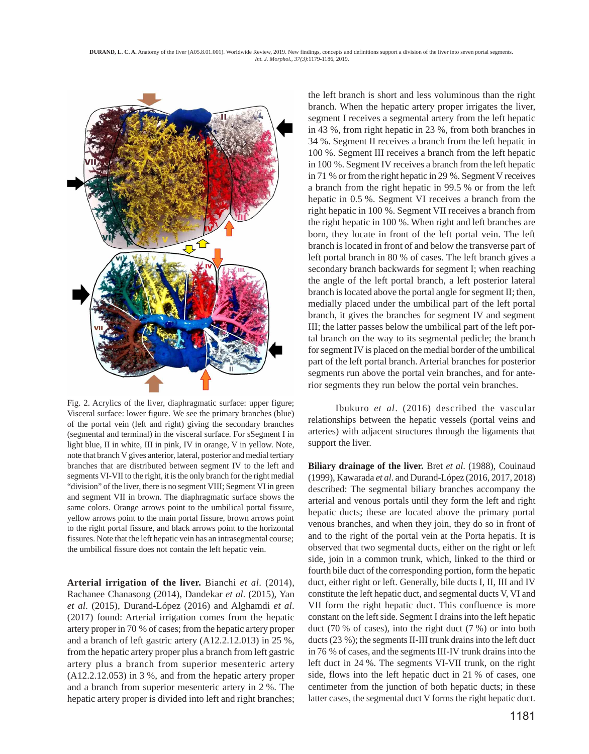Fig. 2. Acrylics of the liver, diaphragmatic surface: upper figure; Visceral surface: lower figure. We see the primary branches (blue) of the portal vein (left and right) giving the secondary branches (segmental and terminal) in the visceral surface. For sSegment I in light blue, II in white, III in pink, IV in orange, V in yellow. Note, note that branch V gives anterior, lateral, posterior and medial tertiary branches that are distributed between segment IV to the left and segments VI-VII to the right, it is the only branch for the right medial "division" of the liver, there is no segment VIII; Segment VI in green and segment VII in brown. The diaphragmatic surface shows the same colors. Orange arrows point to the umbilical portal fissure, yellow arrows point to the main portal fissure, brown arrows point to the right portal fissure, and black arrows point to the horizontal fissures. Note that the left hepatic vein has an intrasegmental course; the umbilical fissure does not contain the left hepatic vein.

**Arterial irrigation of the liver.** Bianchi *et al*. (2014), Rachanee Chanasong (2014), Dandekar *et al*. (2015), Yan *et al*. (2015), Durand-López (2016) and Alghamdi *et al*. (2017) found: Arterial irrigation comes from the hepatic artery proper in 70 % of cases; from the hepatic artery proper and a branch of left gastric artery (A12.2.12.013) in 25 %, from the hepatic artery proper plus a branch from left gastric artery plus a branch from superior mesenteric artery (A12.2.12.053) in 3 %, and from the hepatic artery proper and a branch from superior mesenteric artery in 2 %. The hepatic artery proper is divided into left and right branches; the left branch is short and less voluminous than the right branch. When the hepatic artery proper irrigates the liver, segment I receives a segmental artery from the left hepatic in 43 %, from right hepatic in 23 %, from both branches in 34 %. Segment II receives a branch from the left hepatic in 100 %. Segment III receives a branch from the left hepatic in 100 %. Segment IV receives a branch from the left hepatic in 71 % or from the right hepatic in 29 %. Segment V receives a branch from the right hepatic in 99.5 % or from the left hepatic in 0.5 %. Segment VI receives a branch from the right hepatic in 100 %. Segment VII receives a branch from the right hepatic in 100 %. When right and left branches are born, they locate in front of the left portal vein. The left branch is located in front of and below the transverse part of left portal branch in 80 % of cases. The left branch gives a secondary branch backwards for segment I; when reaching the angle of the left portal branch, a left posterior lateral branch is located above the portal angle for segment II; then, medially placed under the umbilical part of the left portal branch, it gives the branches for segment IV and segment III; the latter passes below the umbilical part of the left portal branch on the way to its segmental pedicle; the branch for segment IV is placed on the medial border of the umbilical part of the left portal branch. Arterial branches for posterior segments run above the portal vein branches, and for anterior segments they run below the portal vein branches.

Ibukuro *et al*. (2016) described the vascular relationships between the hepatic vessels (portal veins and arteries) with adjacent structures through the ligaments that support the liver.

**Biliary drainage of the liver.** Bret *et al*. (1988), Couinaud (1999), Kawarada *et al*. and Durand-López (2016, 2017, 2018) described: The segmental biliary branches accompany the arterial and venous portals until they form the left and right hepatic ducts; these are located above the primary portal venous branches, and when they join, they do so in front of and to the right of the portal vein at the Porta hepatis. It is observed that two segmental ducts, either on the right or left side, join in a common trunk, which, linked to the third or fourth bile duct of the corresponding portion, form the hepatic duct, either right or left. Generally, bile ducts I, II, III and IV constitute the left hepatic duct, and segmental ducts V, VI and VII form the right hepatic duct. This confluence is more constant on the left side. Segment I drains into the left hepatic duct (70 % of cases), into the right duct (7 %) or into both ducts (23 %); the segments II-III trunk drains into the left duct in 76 % of cases, and the segments III-IV trunk drains into the left duct in 24 %. The segments VI-VII trunk, on the right side, flows into the left hepatic duct in 21 % of cases, one centimeter from the junction of both hepatic ducts; in these latter cases, the segmental duct V forms the right hepatic duct.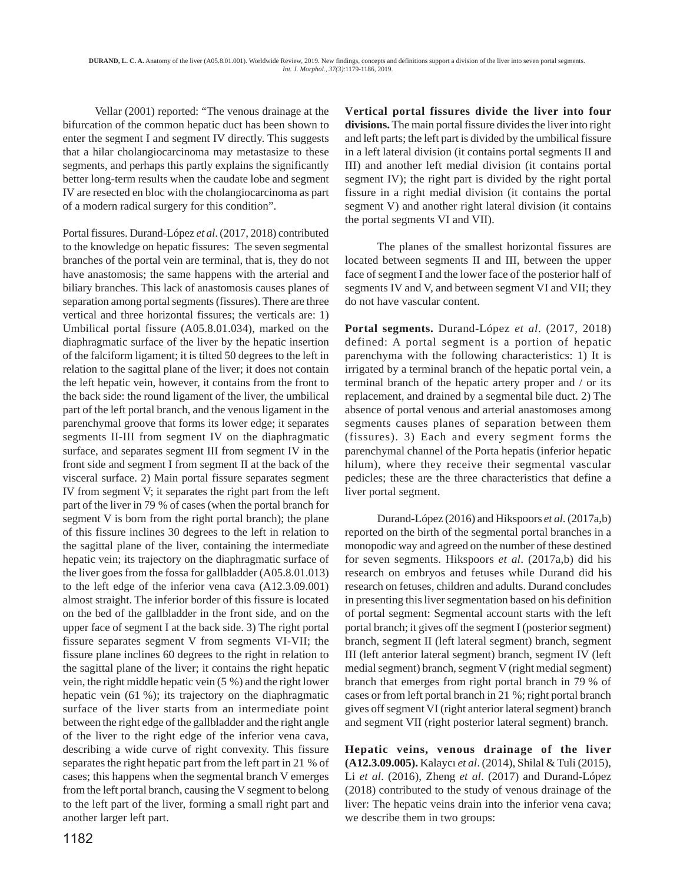Vellar (2001) reported: "The venous drainage at the bifurcation of the common hepatic duct has been shown to enter the segment I and segment IV directly. This suggests that a hilar cholangiocarcinoma may metastasize to these segments, and perhaps this partly explains the significantly better long-term results when the caudate lobe and segment IV are resected en bloc with the cholangiocarcinoma as part of a modern radical surgery for this condition".

Portal fissures. Durand-López *et al*. (2017, 2018) contributed to the knowledge on hepatic fissures: The seven segmental branches of the portal vein are terminal, that is, they do not have anastomosis; the same happens with the arterial and biliary branches. This lack of anastomosis causes planes of separation among portal segments (fissures). There are three vertical and three horizontal fissures; the verticals are: 1) Umbilical portal fissure (A05.8.01.034), marked on the diaphragmatic surface of the liver by the hepatic insertion of the falciform ligament; it is tilted 50 degrees to the left in relation to the sagittal plane of the liver; it does not contain the left hepatic vein, however, it contains from the front to the back side: the round ligament of the liver, the umbilical part of the left portal branch, and the venous ligament in the parenchymal groove that forms its lower edge; it separates segments II-III from segment IV on the diaphragmatic surface, and separates segment III from segment IV in the front side and segment I from segment II at the back of the visceral surface. 2) Main portal fissure separates segment IV from segment V; it separates the right part from the left part of the liver in 79 % of cases (when the portal branch for segment V is born from the right portal branch); the plane of this fissure inclines 30 degrees to the left in relation to the sagittal plane of the liver, containing the intermediate hepatic vein; its trajectory on the diaphragmatic surface of the liver goes from the fossa for gallbladder (A05.8.01.013) to the left edge of the inferior vena cava (A12.3.09.001) almost straight. The inferior border of this fissure is located on the bed of the gallbladder in the front side, and on the upper face of segment I at the back side. 3) The right portal fissure separates segment V from segments VI-VII; the fissure plane inclines 60 degrees to the right in relation to the sagittal plane of the liver; it contains the right hepatic vein, the right middle hepatic vein (5 %) and the right lower hepatic vein (61 %); its trajectory on the diaphragmatic surface of the liver starts from an intermediate point between the right edge of the gallbladder and the right angle of the liver to the right edge of the inferior vena cava, describing a wide curve of right convexity. This fissure separates the right hepatic part from the left part in 21 % of cases; this happens when the segmental branch V emerges from the left portal branch, causing the V segment to belong to the left part of the liver, forming a small right part and another larger left part.

**Vertical portal fissures divide the liver into four divisions.** The main portal fissure divides the liver into right and left parts; the left part is divided by the umbilical fissure in a left lateral division (it contains portal segments II and III) and another left medial division (it contains portal segment IV); the right part is divided by the right portal fissure in a right medial division (it contains the portal segment V) and another right lateral division (it contains the portal segments VI and VII).

The planes of the smallest horizontal fissures are located between segments II and III, between the upper face of segment I and the lower face of the posterior half of segments IV and V, and between segment VI and VII; they do not have vascular content.

**Portal segments.** Durand-López *et al*. (2017, 2018) defined: A portal segment is a portion of hepatic parenchyma with the following characteristics: 1) It is irrigated by a terminal branch of the hepatic portal vein, a terminal branch of the hepatic artery proper and / or its replacement, and drained by a segmental bile duct. 2) The absence of portal venous and arterial anastomoses among segments causes planes of separation between them (fissures). 3) Each and every segment forms the parenchymal channel of the Porta hepatis (inferior hepatic hilum), where they receive their segmental vascular pedicles; these are the three characteristics that define a liver portal segment.

Durand-López (2016) and Hikspoors *et al*. (2017a,b) reported on the birth of the segmental portal branches in a monopodic way and agreed on the number of these destined for seven segments. Hikspoors *et al*. (2017a,b) did his research on embryos and fetuses while Durand did his research on fetuses, children and adults. Durand concludes in presenting this liver segmentation based on his definition of portal segment: Segmental account starts with the left portal branch; it gives off the segment I (posterior segment) branch, segment II (left lateral segment) branch, segment III (left anterior lateral segment) branch, segment IV (left medial segment) branch, segment V (right medial segment) branch that emerges from right portal branch in 79 % of cases or from left portal branch in 21 %; right portal branch gives off segment VI (right anterior lateral segment) branch and segment VII (right posterior lateral segment) branch.

**Hepatic veins, venous drainage of the liver (A12.3.09.005).** Kalaycı *et al*. (2014), Shilal & Tuli (2015), Li *et al*. (2016), Zheng *et al*. (2017) and Durand-López (2018) contributed to the study of venous drainage of the liver: The hepatic veins drain into the inferior vena cava; we describe them in two groups: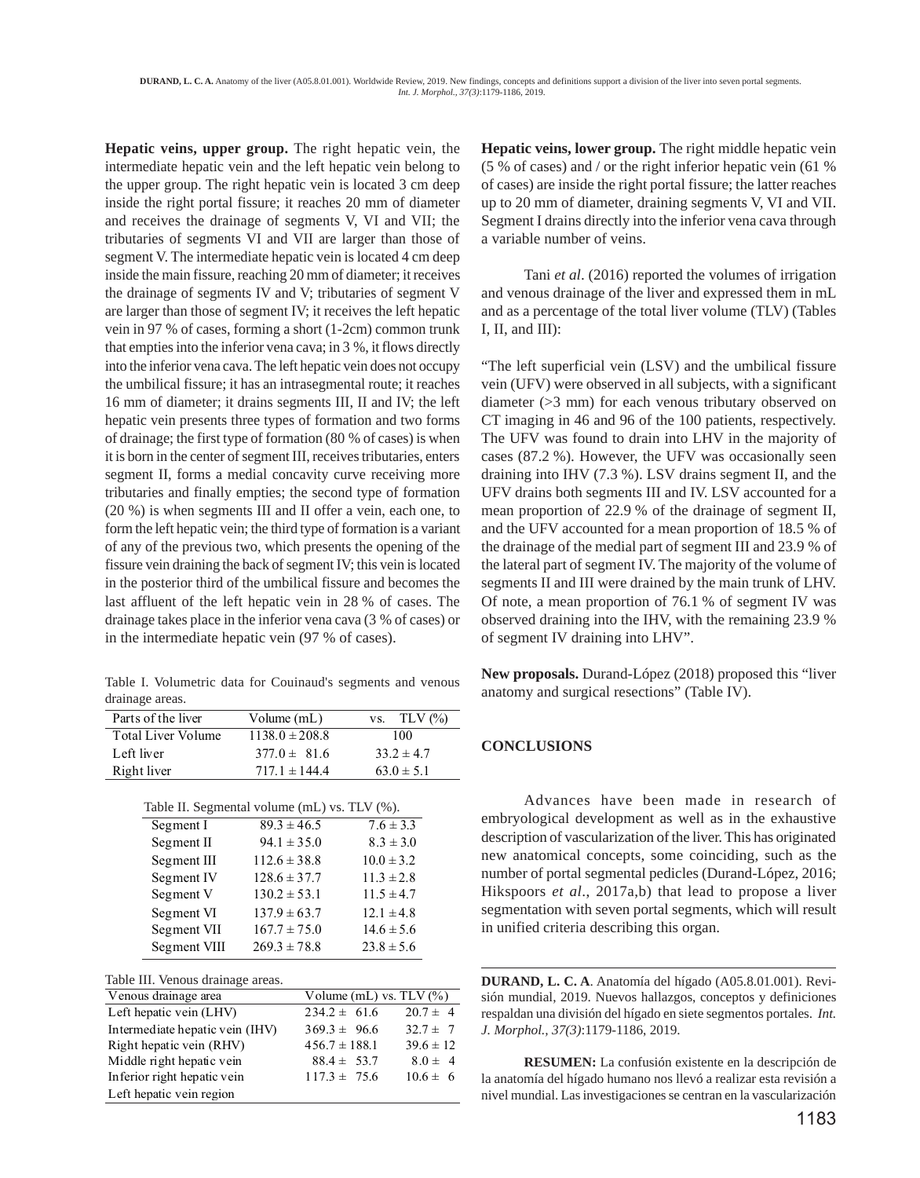**Hepatic veins, upper group.** The right hepatic vein, the intermediate hepatic vein and the left hepatic vein belong to the upper group. The right hepatic vein is located 3 cm deep inside the right portal fissure; it reaches 20 mm of diameter and receives the drainage of segments V, VI and VII; the tributaries of segments VI and VII are larger than those of segment V. The intermediate hepatic vein is located 4 cm deep inside the main fissure, reaching 20 mm of diameter; it receives the drainage of segments IV and V; tributaries of segment V are larger than those of segment IV; it receives the left hepatic vein in 97 % of cases, forming a short (1-2cm) common trunk that empties into the inferior vena cava; in 3 %, it flows directly into the inferior vena cava. The left hepatic vein does not occupy the umbilical fissure; it has an intrasegmental route; it reaches 16 mm of diameter; it drains segments III, II and IV; the left hepatic vein presents three types of formation and two forms of drainage; the first type of formation (80 % of cases) is when it is born in the center of segment III, receives tributaries, enters segment II, forms a medial concavity curve receiving more tributaries and finally empties; the second type of formation (20 %) is when segments III and II offer a vein, each one, to form the left hepatic vein; the third type of formation is a variant of any of the previous two, which presents the opening of the fissure vein draining the back of segment IV; this vein is located in the posterior third of the umbilical fissure and becomes the last affluent of the left hepatic vein in 28 % of cases. The drainage takes place in the inferior vena cava (3 % of cases) or in the intermediate hepatic vein (97 % of cases).

Table I. Volumetric data for Couinaud's segments and venous drainage areas.

| Parts of the liver | Volume (mL) | vs. TLV (%) |
|---|---|---|
| Total Liver Volume | 1138.0 ± 208.8 | 100 |
| Left liver | 377.0 ± 81.6 | 33.2 ± 4.7 |
| Right liver | 717.1 ± 144.4 | 63.0 ± 5.1 |

Table II. Segmental volume (mL) vs. TLV (%).

| Segment I | 89.3 ± 46.5 | 7.6 ± 3.3 |
|---|---|---|
| Segment II | 94.1 ± 35.0 | 8.3 ± 3.0 |
| Segment III | 112.6 ± 38.8 | 10.0 ± 3.2 |
| Segment IV | 128.6 ± 37.7 | 11.3 ± 2.8 |
| Segment V | 130.2 ± 53.1 | 11.5 ± 4.7 |
| Segment VI | 137.9 ± 63.7 | 12.1 ± 4.8 |
| Segment VII | 167.7 ± 75.0 | 14.6 ± 5.6 |
| Segment VIII | 269.3 ± 78.8 | 23.8 ± 5.6 |

Table III. Venous drainage areas.

| Venous drainage area | Volume (mL) vs. TLV (%) | |
|---|---|---|
| Left hepatic vein (LHV) | 234.2 ± 61.6 | 20.7 ± 4 |
| Intermediate hepatic vein (IHV) | 369.3 ± 96.6 | 32.7 ± 7 |
| Right hepatic vein (RHV) | 456.7 ± 188.1 | 39.6 ± 12 |
| Middle right hepatic vein | 88.4 ± 53.7 | 8.0 ± 4 |
| Inferior right hepatic vein | 117.3 ± 75.6 | 10.6 ± 6 |
| Left hepatic vein region | | |

**Hepatic veins, lower group.** The right middle hepatic vein (5 % of cases) and / or the right inferior hepatic vein (61 % of cases) are inside the right portal fissure; the latter reaches up to 20 mm of diameter, draining segments V, VI and VII. Segment I drains directly into the inferior vena cava through a variable number of veins.

Tani *et al*. (2016) reported the volumes of irrigation and venous drainage of the liver and expressed them in mL and as a percentage of the total liver volume (TLV) (Tables I, II, and III):

"The left superficial vein (LSV) and the umbilical fissure vein (UFV) were observed in all subjects, with a significant diameter (>3 mm) for each venous tributary observed on CT imaging in 46 and 96 of the 100 patients, respectively. The UFV was found to drain into LHV in the majority of cases (87.2 %). However, the UFV was occasionally seen draining into IHV (7.3 %). LSV drains segment II, and the UFV drains both segments III and IV. LSV accounted for a mean proportion of 22.9 % of the drainage of segment II, and the UFV accounted for a mean proportion of 18.5 % of the drainage of the medial part of segment III and 23.9 % of the lateral part of segment IV. The majority of the volume of segments II and III were drained by the main trunk of LHV. Of note, a mean proportion of 76.1 % of segment IV was observed draining into the IHV, with the remaining 23.9 % of segment IV draining into LHV".

**New proposals.** Durand-López (2018) proposed this "liver anatomy and surgical resections" (Table IV).

## CONCLUSIONS

Advances have been made in research of embryological development as well as in the exhaustive description of vascularization of the liver. This has originated new anatomical concepts, some coinciding, such as the number of portal segmental pedicles (Durand-López, 2016; Hikspoors *et al*., 2017a,b) that lead to propose a liver segmentation with seven portal segments, which will result in unified criteria describing this organ.

**DURAND, L. C. A**. Anatomía del hígado (A05.8.01.001). Revisión mundial, 2019. Nuevos hallazgos, conceptos y definiciones respaldan una división del hígado en siete segmentos portales. *Int. J. Morphol., 37(3)*:1179-1186, 2019.

**RESUMEN:** La confusión existente en la descripción de la anatomía del hígado humano nos llevó a realizar esta revisión a nivel mundial. Las investigaciones se centran en la vascularización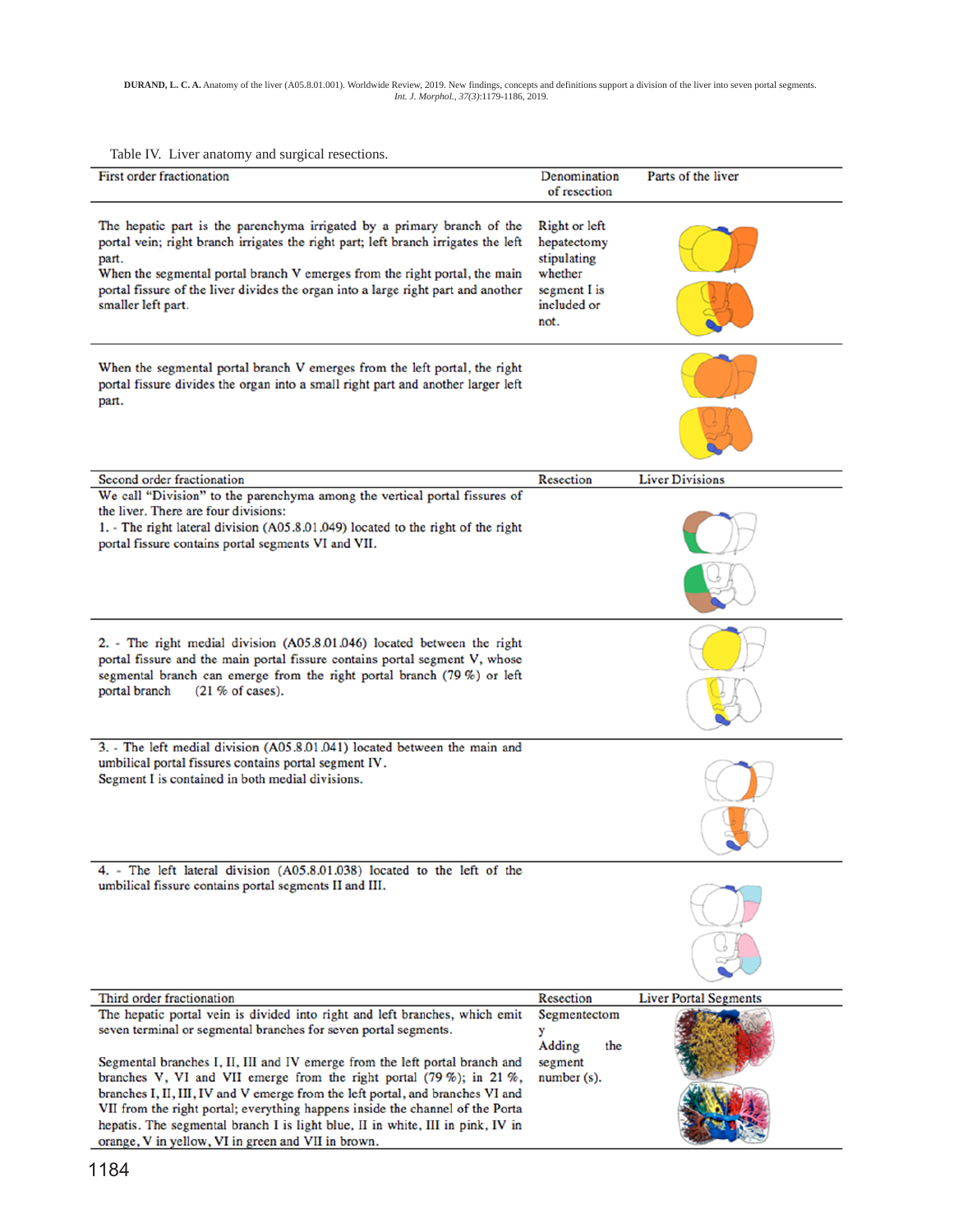Table IV. Liver anatomy and surgical resections.

| First order fractionation | Denomination of resection | Parts of the liver |
|---|---|---|
| The hepatic part is the parenchyma irrigated by a primary branch of the portal vein; right branch irrigates the right part; left branch irrigates the left part. When the segmental portal branch V emerges from the right portal, the main portal fissure of the liver divides the organ into a large right part and another smaller left part. | Right or left hepatectomy stipulating whether segment I is included or not. | |
| When the segmental portal branch V emerges from the left portal, the right portal fissure divides the organ into a small right part and another larger left part. | | |
| **Second order fractionation** | **Resection** | **Liver Divisions** |
| We call "Division" to the parenchyma among the vertical portal fissures of the liver. There are four divisions: 1. - The right lateral division (A05.8.01.049) located to the right of the right portal fissure contains portal segments VI and VII. | | |
| 2. - The right medial division (A05.8.01.046) located between the right portal fissure and the main portal fissure contains portal segment V, whose segmental branch can emerge from the right portal branch (79 %) or left portal branch (21 % of cases). | | |
| 3. - The left medial division (A05.8.01.041) located between the main and umbilical portal fissures contains portal segment IV. Segment I is contained in both medial divisions. | | |
| 4. - The left lateral division (A05.8.01.038) located to the left of the umbilical fissure contains portal segments II and III. | | |
| **Third order fractionation** | **Resection** | **Liver Portal Segments** |
| The hepatic portal vein is divided into right and left branches, which emit seven terminal or segmental branches for seven portal segments. Segmental branches I, II, III and IV emerge from the left portal branch and branches V, VI and VII emerge from the right portal (79 %); in 21 %, branches I, II, III, IV and V emerge from the left portal, and branches VI and VII from the right portal; everything happens inside the channel of the Porta hepatis. The segmental branch I is light blue, II in white, III in pink, IV in orange, V in yellow, VI in green and VII in brown. | Segmentectomy Adding the segment number (s). | |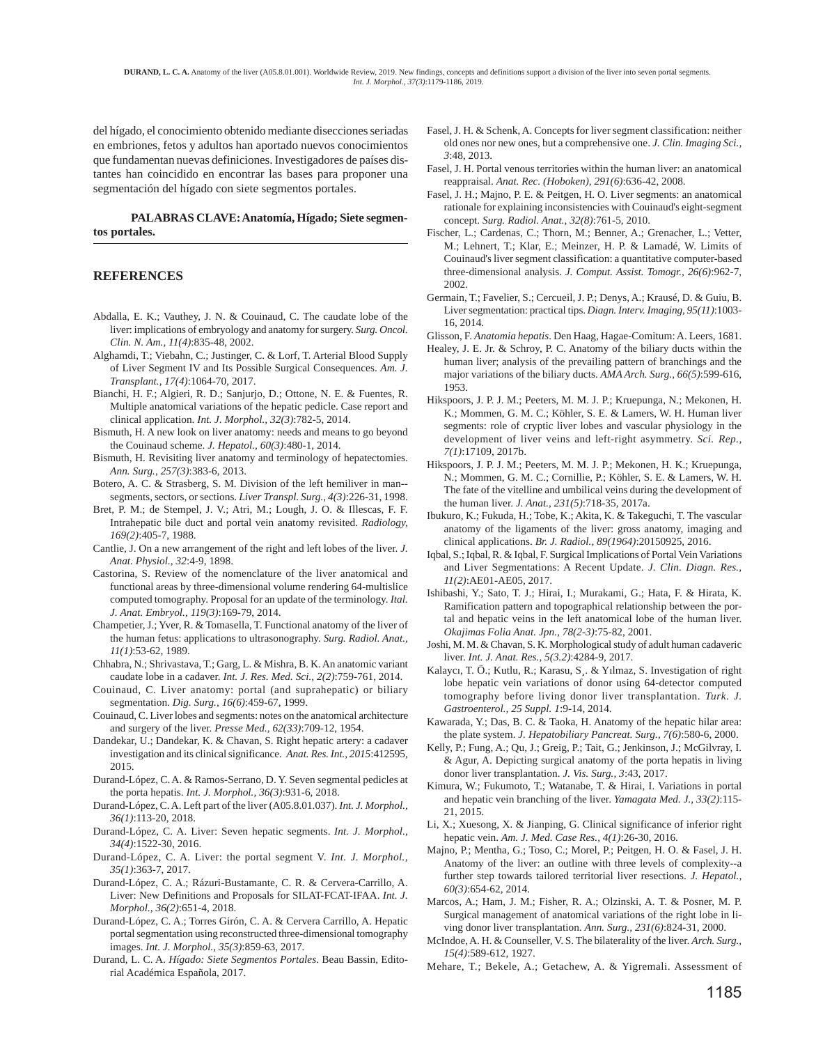del hígado, el conocimiento obtenido mediante disecciones seriadas en embriones, fetos y adultos han aportado nuevos conocimientos que fundamentan nuevas definiciones. Investigadores de países distantes han coincidido en encontrar las bases para proponer una segmentación del hígado con siete segmentos portales.

**PALABRAS CLAVE: Anatomía, Hígado; Siete segmentos portales.**

## REFERENCES

Abdalla, E. K.; Vauthey, J. N. & Couinaud, C. The caudate lobe of the liver: implications of embryology and anatomy for surgery. *Surg. Oncol. Clin. N. Am., 11(4)*:835-48, 2002.

Alghamdi, T.; Viebahn, C.; Justinger, C. & Lorf, T. Arterial Blood Supply of Liver Segment IV and Its Possible Surgical Consequences. *Am. J. Transplant., 17(4)*:1064-70, 2017.

Bianchi, H. F.; Algieri, R. D.; Sanjurjo, D.; Ottone, N. E. & Fuentes, R. Multiple anatomical variations of the hepatic pedicle. Case report and clinical application. *Int. J. Morphol., 32(3)*:782-5, 2014.

Bismuth, H. A new look on liver anatomy: needs and means to go beyond the Couinaud scheme. *J. Hepatol., 60(3)*:480-1, 2014.

Bismuth, H. Revisiting liver anatomy and terminology of hepatectomies. *Ann. Surg., 257(3)*:383-6, 2013.

Botero, A. C. & Strasberg, S. M. Division of the left hemiliver in man--segments, sectors, or sections. *Liver Transpl. Surg., 4(3)*:226-31, 1998.

Bret, P. M.; de Stempel, J. V.; Atri, M.; Lough, J. O. & Illescas, F. F. Intrahepatic bile duct and portal vein anatomy revisited. *Radiology, 169(2)*:405-7, 1988.

Cantlie, J. On a new arrangement of the right and left lobes of the liver. *J. Anat. Physiol., 32*:4-9, 1898.

Castorina, S. Review of the nomenclature of the liver anatomical and functional areas by three-dimensional volume rendering 64-multislice computed tomography. Proposal for an update of the terminology. *Ital. J. Anat. Embryol., 119(3)*:169-79, 2014.

Champetier, J.; Yver, R. & Tomasella, T. Functional anatomy of the liver of the human fetus: applications to ultrasonography. *Surg. Radiol. Anat., 11(1)*:53-62, 1989.

Chhabra, N.; Shrivastava, T.; Garg, L. & Mishra, B. K. An anatomic variant caudate lobe in a cadaver. *Int. J. Res. Med. Sci., 2(2)*:759-761, 2014.

Couinaud, C. Liver anatomy: portal (and suprahepatic) or biliary segmentation. *Dig. Surg., 16(6)*:459-67, 1999.

Couinaud, C. Liver lobes and segments: notes on the anatomical architecture and surgery of the liver. *Presse Med., 62(33)*:709-12, 1954.

Dandekar, U.; Dandekar, K. & Chavan, S. Right hepatic artery: a cadaver investigation and its clinical significance. *Anat. Res. Int., 2015*:412595, 2015.

Durand-López, C. A. & Ramos-Serrano, D. Y. Seven segmental pedicles at the porta hepatis. *Int. J. Morphol., 36(3)*:931-6, 2018.

Durand-López, C. A. Left part of the liver (A05.8.01.037). *Int. J. Morphol., 36(1)*:113-20, 2018.

Durand-López, C. A. Liver: Seven hepatic segments. *Int. J. Morphol., 34(4)*:1522-30, 2016.

Durand-López, C. A. Liver: the portal segment V. *Int. J. Morphol., 35(1)*:363-7, 2017.

Durand-López, C. A.; Rázuri-Bustamante, C. R. & Cervera-Carrillo, A. Liver: New Definitions and Proposals for SILAT-FCAT-IFAA. *Int. J. Morphol., 36(2)*:651-4, 2018.

Durand-López, C. A.; Torres Girón, C. A. & Cervera Carrillo, A. Hepatic portal segmentation using reconstructed three-dimensional tomography images. *Int. J. Morphol., 35(3)*:859-63, 2017.

Durand, L. C. A. *Hígado: Siete Segmentos Portales*. Beau Bassin, Editorial Académica Española, 2017.

Fasel, J. H. & Schenk, A. Concepts for liver segment classification: neither old ones nor new ones, but a comprehensive one. *J. Clin. Imaging Sci., 3*:48, 2013.

Fasel, J. H. Portal venous territories within the human liver: an anatomical reappraisal. *Anat. Rec. (Hoboken), 291(6)*:636-42, 2008.

Fasel, J. H.; Majno, P. E. & Peitgen, H. O. Liver segments: an anatomical rationale for explaining inconsistencies with Couinaud's eight-segment concept. *Surg. Radiol. Anat., 32(8)*:761-5, 2010.

Fischer, L.; Cardenas, C.; Thorn, M.; Benner, A.; Grenacher, L.; Vetter, M.; Lehnert, T.; Klar, E.; Meinzer, H. P. & Lamadé, W. Limits of Couinaud's liver segment classification: a quantitative computer-based three-dimensional analysis. *J. Comput. Assist. Tomogr., 26(6)*:962-7, 2002.

Germain, T.; Favelier, S.; Cercueil, J. P.; Denys, A.; Krausé, D. & Guiu, B. Liver segmentation: practical tips. *Diagn. Interv. Imaging, 95(11)*:1003-16, 2014.

Glisson, F. *Anatomia hepatis*. Den Haag, Hagae-Comitum: A. Leers, 1681.

Healey, J. E. Jr. & Schroy, P. C. Anatomy of the biliary ducts within the human liver; analysis of the prevailing pattern of branchings and the major variations of the biliary ducts. *AMA Arch. Surg., 66(5)*:599-616, 1953.

Hikspoors, J. P. J. M.; Peeters, M. M. J. P.; Kruepunga, N.; Mekonen, H. K.; Mommen, G. M. C.; Köhler, S. E. & Lamers, W. H. Human liver segments: role of cryptic liver lobes and vascular physiology in the development of liver veins and left-right asymmetry. *Sci. Rep., 7(1)*:17109, 2017b.

Hikspoors, J. P. J. M.; Peeters, M. M. J. P.; Mekonen, H. K.; Kruepunga, N.; Mommen, G. M. C.; Cornillie, P.; Köhler, S. E. & Lamers, W. H. The fate of the vitelline and umbilical veins during the development of the human liver. *J. Anat., 231(5)*:718-35, 2017a.

Ibukuro, K.; Fukuda, H.; Tobe, K.; Akita, K. & Takeguchi, T. The vascular anatomy of the ligaments of the liver: gross anatomy, imaging and clinical applications. *Br. J. Radiol., 89(1064)*:20150925, 2016.

Iqbal, S.; Iqbal, R. & Iqbal, F. Surgical Implications of Portal Vein Variations and Liver Segmentations: A Recent Update. *J. Clin. Diagn. Res., 11(2)*:AE01-AE05, 2017.

Ishibashi, Y.; Sato, T. J.; Hirai, I.; Murakami, G.; Hata, F. & Hirata, K. Ramification pattern and topographical relationship between the portal and hepatic veins in the left anatomical lobe of the human liver. *Okajimas Folia Anat. Jpn., 78(2-3)*:75-82, 2001.

Joshi, M. M. & Chavan, S. K. Morphological study of adult human cadaveric liver. *Int. J. Anat. Res., 5(3.2)*:4284-9, 2017.

Kalaycı, T. Ö.; Kutlu, R.; Karasu, Ş. & Yılmaz, S. Investigation of right lobe hepatic vein variations of donor using 64-detector computed tomography before living donor liver transplantation. *Turk. J. Gastroenterol., 25 Suppl. 1*:9-14, 2014.

Kawarada, Y.; Das, B. C. & Taoka, H. Anatomy of the hepatic hilar area: the plate system. *J. Hepatobiliary Pancreat. Surg., 7(6)*:580-6, 2000.

Kelly, P.; Fung, A.; Qu, J.; Greig, P.; Tait, G.; Jenkinson, J.; McGilvray, I. & Agur, A. Depicting surgical anatomy of the porta hepatis in living donor liver transplantation. *J. Vis. Surg., 3*:43, 2017.

Kimura, W.; Fukumoto, T.; Watanabe, T. & Hirai, I. Variations in portal and hepatic vein branching of the liver. *Yamagata Med. J., 33(2)*:115-21, 2015.

Li, X.; Xuesong, X. & Jianping, G. Clinical significance of inferior right hepatic vein. *Am. J. Med. Case Res., 4(1)*:26-30, 2016.

Majno, P.; Mentha, G.; Toso, C.; Morel, P.; Peitgen, H. O. & Fasel, J. H. Anatomy of the liver: an outline with three levels of complexity--a further step towards tailored territorial liver resections. *J. Hepatol., 60(3)*:654-62, 2014.

Marcos, A.; Ham, J. M.; Fisher, R. A.; Olzinski, A. T. & Posner, M. P. Surgical management of anatomical variations of the right lobe in living donor liver transplantation. *Ann. Surg., 231(6)*:824-31, 2000.

McIndoe, A. H. & Counseller, V. S. The bilaterality of the liver. *Arch. Surg., 15(4)*:589-612, 1927.

Mehare, T.; Bekele, A.; Getachew, A. & Yigremali. Assessment of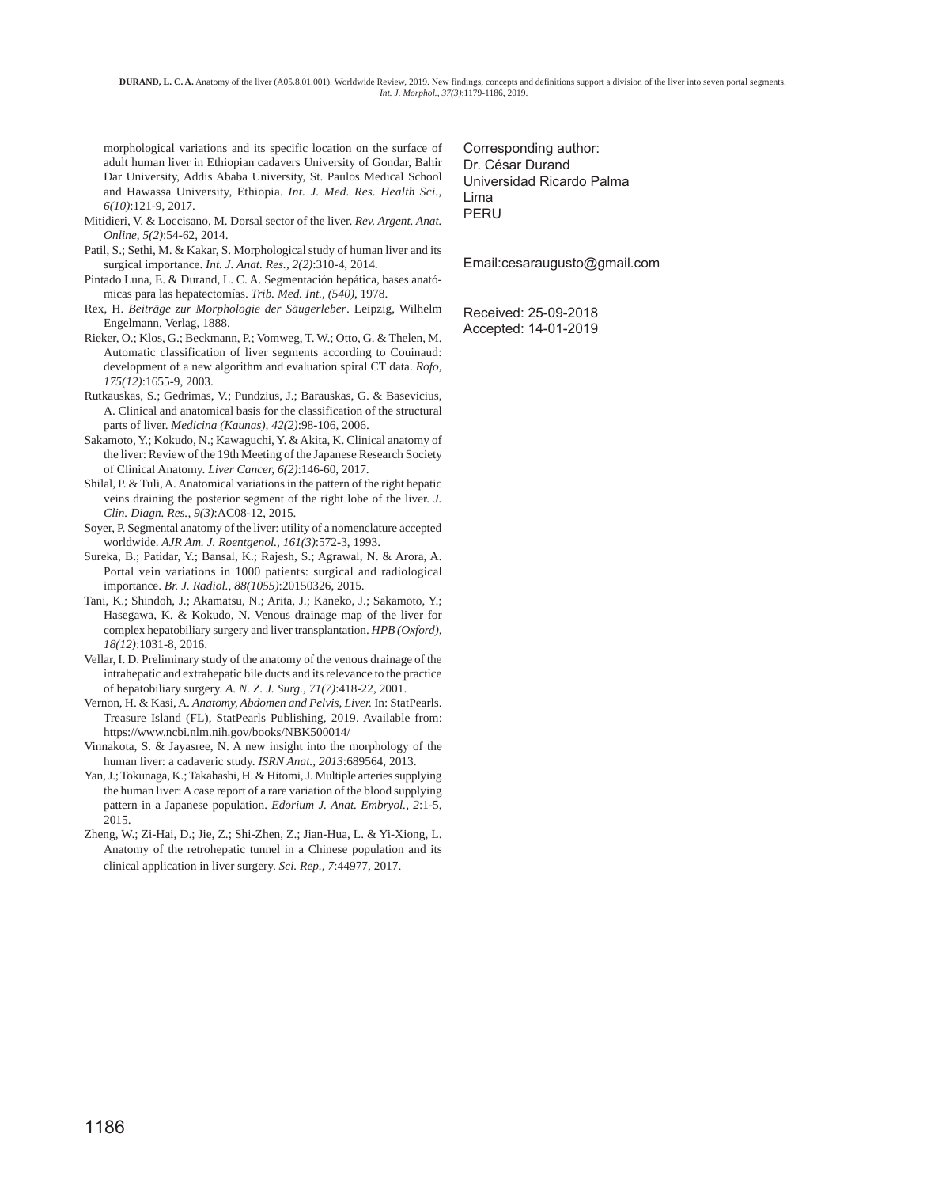morphological variations and its specific location on the surface of adult human liver in Ethiopian cadavers University of Gondar, Bahir Dar University, Addis Ababa University, St. Paulos Medical School and Hawassa University, Ethiopia. *Int. J. Med. Res. Health Sci., 6(10)*:121-9, 2017.

Mitidieri, V. & Loccisano, M. Dorsal sector of the liver. *Rev. Argent. Anat. Online, 5(2)*:54-62, 2014.

Patil, S.; Sethi, M. & Kakar, S. Morphological study of human liver and its surgical importance. *Int. J. Anat. Res., 2(2)*:310-4, 2014.

Pintado Luna, E. & Durand, L. C. A. Segmentación hepática, bases anatómicas para las hepatectomías. *Trib. Med. Int., (540)*, 1978.

Rex, H. *Beiträge zur Morphologie der Säugerleber*. Leipzig, Wilhelm Engelmann, Verlag, 1888.

Rieker, O.; Klos, G.; Beckmann, P.; Vomweg, T. W.; Otto, G. & Thelen, M. Automatic classification of liver segments according to Couinaud: development of a new algorithm and evaluation spiral CT data. *Rofo, 175(12)*:1655-9, 2003.

Rutkauskas, S.; Gedrimas, V.; Pundzius, J.; Barauskas, G. & Basevicius, A. Clinical and anatomical basis for the classification of the structural parts of liver. *Medicina (Kaunas), 42(2)*:98-106, 2006.

Sakamoto, Y.; Kokudo, N.; Kawaguchi, Y. & Akita, K. Clinical anatomy of the liver: Review of the 19th Meeting of the Japanese Research Society of Clinical Anatomy. *Liver Cancer, 6(2)*:146-60, 2017.

Shilal, P. & Tuli, A. Anatomical variations in the pattern of the right hepatic veins draining the posterior segment of the right lobe of the liver. *J. Clin. Diagn. Res., 9(3)*:AC08-12, 2015.

Soyer, P. Segmental anatomy of the liver: utility of a nomenclature accepted worldwide. *AJR Am. J. Roentgenol., 161(3)*:572-3, 1993.

Sureka, B.; Patidar, Y.; Bansal, K.; Rajesh, S.; Agrawal, N. & Arora, A. Portal vein variations in 1000 patients: surgical and radiological importance. *Br. J. Radiol., 88(1055)*:20150326, 2015.

Tani, K.; Shindoh, J.; Akamatsu, N.; Arita, J.; Kaneko, J.; Sakamoto, Y.; Hasegawa, K. & Kokudo, N. Venous drainage map of the liver for complex hepatobiliary surgery and liver transplantation. *HPB (Oxford), 18(12)*:1031-8, 2016.

Vellar, I. D. Preliminary study of the anatomy of the venous drainage of the intrahepatic and extrahepatic bile ducts and its relevance to the practice of hepatobiliary surgery. *A. N. Z. J. Surg., 71(7)*:418-22, 2001.

Vernon, H. & Kasi, A. *Anatomy, Abdomen and Pelvis, Liver.* In: StatPearls. Treasure Island (FL), StatPearls Publishing, 2019. Available from: https://www.ncbi.nlm.nih.gov/books/NBK500014/

Vinnakota, S. & Jayasree, N. A new insight into the morphology of the human liver: a cadaveric study. *ISRN Anat., 2013*:689564, 2013.

Yan, J.; Tokunaga, K.; Takahashi, H. & Hitomi, J. Multiple arteries supplying the human liver: A case report of a rare variation of the blood supplying pattern in a Japanese population. *Edorium J. Anat. Embryol., 2*:1-5, 2015.

Zheng, W.; Zi-Hai, D.; Jie, Z.; Shi-Zhen, Z.; Jian-Hua, L. & Yi-Xiong, L. Anatomy of the retrohepatic tunnel in a Chinese population and its clinical application in liver surgery. *Sci. Rep., 7*:44977, 2017.

Corresponding author:
Dr. César Durand
Universidad Ricardo Palma
Lima
PERU

Email:cesaraugusto@gmail.com

Received: 25-09-2018
Accepted: 14-01-2019